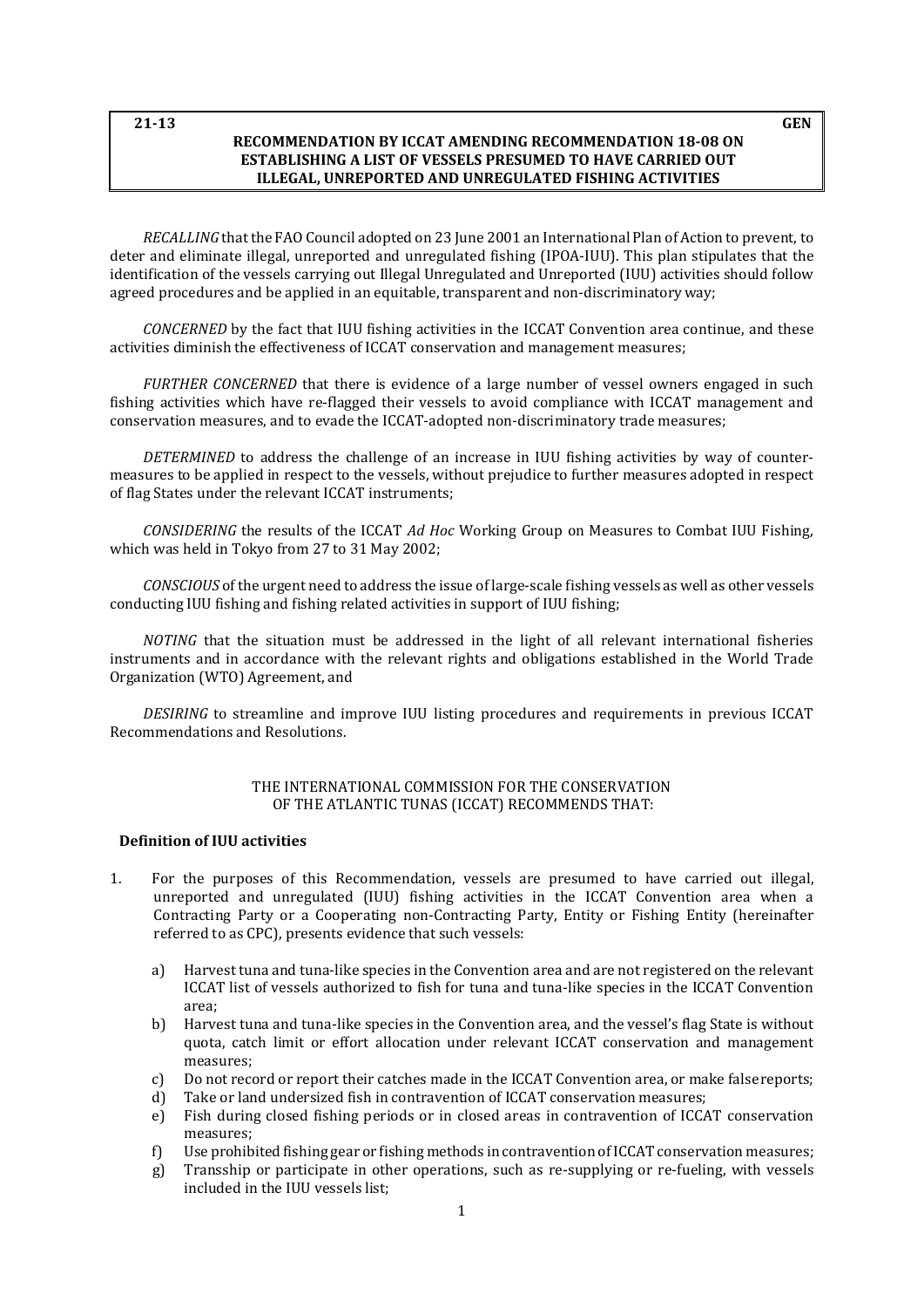**21-13** **GEN**

# RECOMMENDATION BY ICCAT AMENDING RECOMMENDATION 18-08 ON ESTABLISHING A LIST OF VESSELS PRESUMED TO HAVE CARRIED OUT ILLEGAL, UNREPORTED AND UNREGULATED FISHING ACTIVITIES

*RECALLING* that the FAO Council adopted on 23 June 2001 an International Plan of Action to prevent, to deter and eliminate illegal, unreported and unregulated fishing (IPOA-IUU). This plan stipulates that the identification of the vessels carrying out Illegal Unregulated and Unreported (IUU) activities should follow agreed procedures and be applied in an equitable, transparent and non-discriminatory way;

*CONCERNED* by the fact that IUU fishing activities in the ICCAT Convention area continue, and these activities diminish the effectiveness of ICCAT conservation and management measures;

*FURTHER CONCERNED* that there is evidence of a large number of vessel owners engaged in such fishing activities which have re-flagged their vessels to avoid compliance with ICCAT management and conservation measures, and to evade the ICCAT-adopted non-discriminatory trade measures;

*DETERMINED* to address the challenge of an increase in IUU fishing activities by way of counter-measures to be applied in respect to the vessels, without prejudice to further measures adopted in respect of flag States under the relevant ICCAT instruments;

*CONSIDERING* the results of the ICCAT *Ad Hoc* Working Group on Measures to Combat IUU Fishing, which was held in Tokyo from 27 to 31 May 2002;

*CONSCIOUS* of the urgent need to address the issue of large-scale fishing vessels as well as other vessels conducting IUU fishing and fishing related activities in support of IUU fishing;

*NOTING* that the situation must be addressed in the light of all relevant international fisheries instruments and in accordance with the relevant rights and obligations established in the World Trade Organization (WTO) Agreement, and

*DESIRING* to streamline and improve IUU listing procedures and requirements in previous ICCAT Recommendations and Resolutions.

THE INTERNATIONAL COMMISSION FOR THE CONSERVATION OF THE ATLANTIC TUNAS (ICCAT) RECOMMENDS THAT:

## Definition of IUU activities

1. For the purposes of this Recommendation, vessels are presumed to have carried out illegal, unreported and unregulated (IUU) fishing activities in the ICCAT Convention area when a Contracting Party or a Cooperating non-Contracting Party, Entity or Fishing Entity (hereinafter referred to as CPC), presents evidence that such vessels:

   a) Harvest tuna and tuna-like species in the Convention area and are not registered on the relevant ICCAT list of vessels authorized to fish for tuna and tuna-like species in the ICCAT Convention area;
   b) Harvest tuna and tuna-like species in the Convention area, and the vessel's flag State is without quota, catch limit or effort allocation under relevant ICCAT conservation and management measures;
   c) Do not record or report their catches made in the ICCAT Convention area, or make false reports;
   d) Take or land undersized fish in contravention of ICCAT conservation measures;
   e) Fish during closed fishing periods or in closed areas in contravention of ICCAT conservation measures;
   f) Use prohibited fishing gear or fishing methods in contravention of ICCAT conservation measures;
   g) Tranship or participate in other operations, such as re-supplying or re-fueling, with vessels included in the IUU vessels list;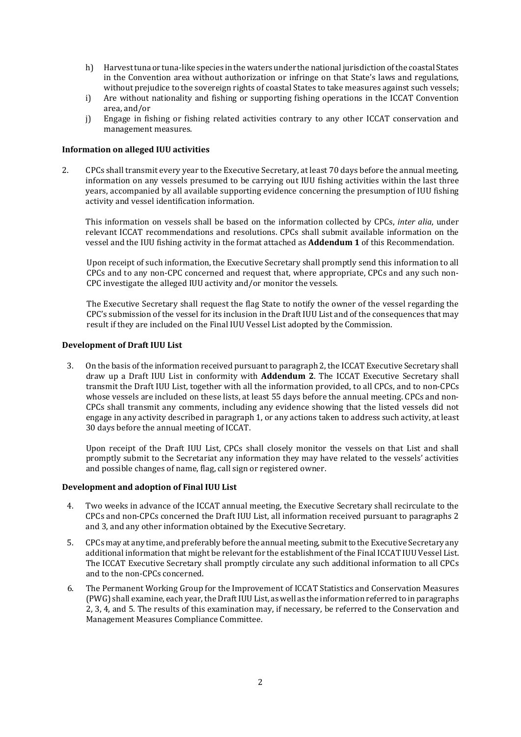h) Harvest tuna or tuna-like species in the waters under the national jurisdiction of the coastal States in the Convention area without authorization or infringe on that State's laws and regulations, without prejudice to the sovereign rights of coastal States to take measures against such vessels;
i) Are without nationality and fishing or supporting fishing operations in the ICCAT Convention area, and/or
j) Engage in fishing or fishing related activities contrary to any other ICCAT conservation and management measures.

**Information on alleged IUU activities**

2. CPCs shall transmit every year to the Executive Secretary, at least 70 days before the annual meeting, information on any vessels presumed to be carrying out IUU fishing activities within the last three years, accompanied by all available supporting evidence concerning the presumption of IUU fishing activity and vessel identification information.

   This information on vessels shall be based on the information collected by CPCs, *inter alia*, under relevant ICCAT recommendations and resolutions. CPCs shall submit available information on the vessel and the IUU fishing activity in the format attached as **Addendum 1** of this Recommendation.

   Upon receipt of such information, the Executive Secretary shall promptly send this information to all CPCs and to any non-CPC concerned and request that, where appropriate, CPCs and any such non-CPC investigate the alleged IUU activity and/or monitor the vessels.

   The Executive Secretary shall request the flag State to notify the owner of the vessel regarding the CPC's submission of the vessel for its inclusion in the Draft IUU List and of the consequences that may result if they are included on the Final IUU Vessel List adopted by the Commission.

**Development of Draft IUU List**

3. On the basis of the information received pursuant to paragraph 2, the ICCAT Executive Secretary shall draw up a Draft IUU List in conformity with **Addendum 2**. The ICCAT Executive Secretary shall transmit the Draft IUU List, together with all the information provided, to all CPCs, and to non-CPCs whose vessels are included on these lists, at least 55 days before the annual meeting. CPCs and non-CPCs shall transmit any comments, including any evidence showing that the listed vessels did not engage in any activity described in paragraph 1, or any actions taken to address such activity, at least 30 days before the annual meeting of ICCAT.

   Upon receipt of the Draft IUU List, CPCs shall closely monitor the vessels on that List and shall promptly submit to the Secretariat any information they may have related to the vessels' activities and possible changes of name, flag, call sign or registered owner.

**Development and adoption of Final IUU List**

4. Two weeks in advance of the ICCAT annual meeting, the Executive Secretary shall recirculate to the CPCs and non-CPCs concerned the Draft IUU List, all information received pursuant to paragraphs 2 and 3, and any other information obtained by the Executive Secretary.

5. CPCs may at any time, and preferably before the annual meeting, submit to the Executive Secretary any additional information that might be relevant for the establishment of the Final ICCAT IUU Vessel List. The ICCAT Executive Secretary shall promptly circulate any such additional information to all CPCs and to the non-CPCs concerned.

6. The Permanent Working Group for the Improvement of ICCAT Statistics and Conservation Measures (PWG) shall examine, each year, the Draft IUU List, as well as the information referred to in paragraphs 2, 3, 4, and 5. The results of this examination may, if necessary, be referred to the Conservation and Management Measures Compliance Committee.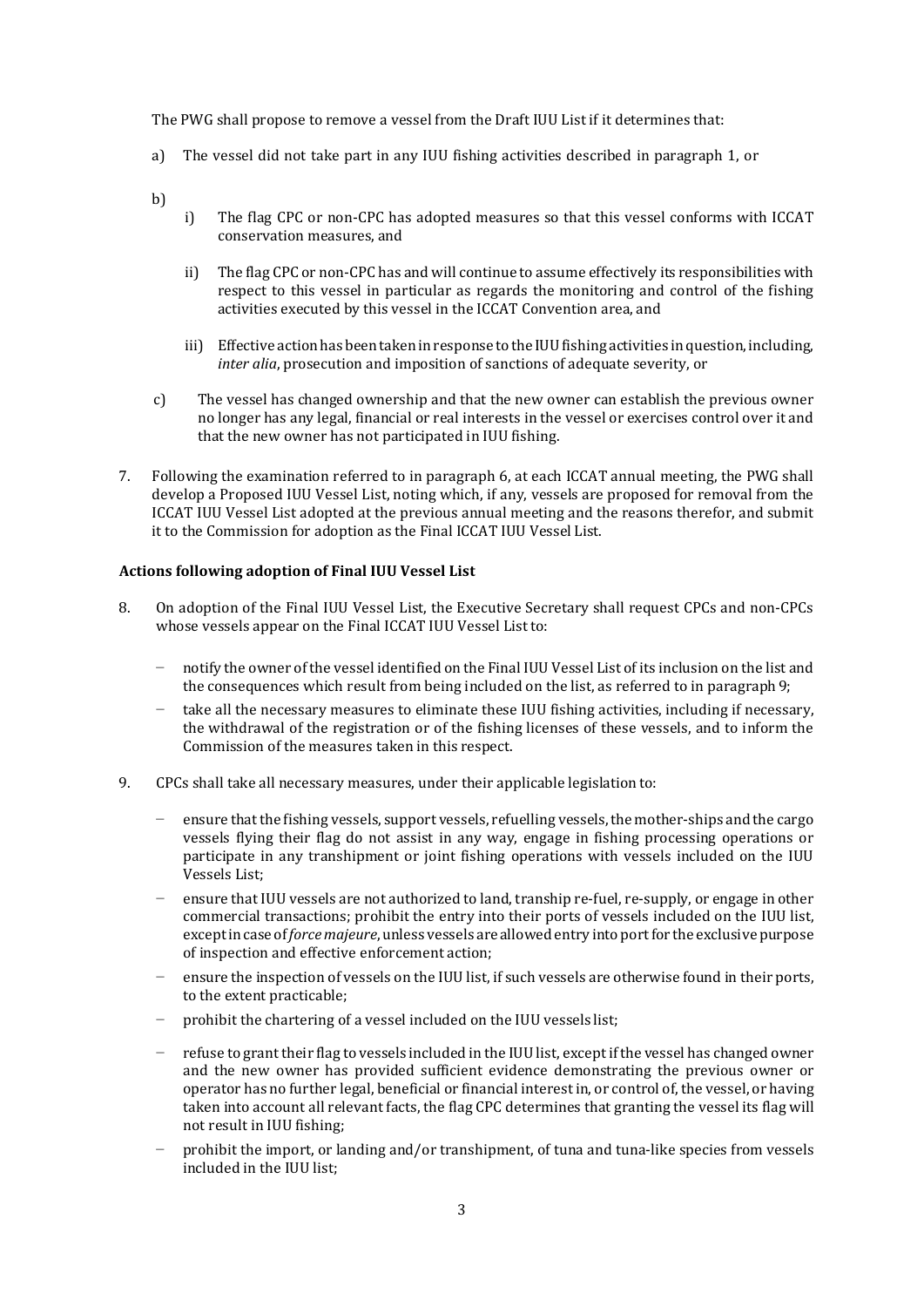The PWG shall propose to remove a vessel from the Draft IUU List if it determines that:

a) The vessel did not take part in any IUU fishing activities described in paragraph 1, or

b)
   i) The flag CPC or non-CPC has adopted measures so that this vessel conforms with ICCAT conservation measures, and

   ii) The flag CPC or non-CPC has and will continue to assume effectively its responsibilities with respect to this vessel in particular as regards the monitoring and control of the fishing activities executed by this vessel in the ICCAT Convention area, and

   iii) Effective action has been taken in response to the IUU fishing activities in question, including, *inter alia*, prosecution and imposition of sanctions of adequate severity, or

c) The vessel has changed ownership and that the new owner can establish the previous owner no longer has any legal, financial or real interests in the vessel or exercises control over it and that the new owner has not participated in IUU fishing.

7. Following the examination referred to in paragraph 6, at each ICCAT annual meeting, the PWG shall develop a Proposed IUU Vessel List, noting which, if any, vessels are proposed for removal from the ICCAT IUU Vessel List adopted at the previous annual meeting and the reasons therefor, and submit it to the Commission for adoption as the Final ICCAT IUU Vessel List.

**Actions following adoption of Final IUU Vessel List**

8. On adoption of the Final IUU Vessel List, the Executive Secretary shall request CPCs and non-CPCs whose vessels appear on the Final ICCAT IUU Vessel List to:

   − notify the owner of the vessel identified on the Final IUU Vessel List of its inclusion on the list and the consequences which result from being included on the list, as referred to in paragraph 9;
   − take all the necessary measures to eliminate these IUU fishing activities, including if necessary, the withdrawal of the registration or of the fishing licenses of these vessels, and to inform the Commission of the measures taken in this respect.

9. CPCs shall take all necessary measures, under their applicable legislation to:

   − ensure that the fishing vessels, support vessels, refuelling vessels, the mother-ships and the cargo vessels flying their flag do not assist in any way, engage in fishing processing operations or participate in any transhipment or joint fishing operations with vessels included on the IUU Vessels List;
   − ensure that IUU vessels are not authorized to land, tranship re-fuel, re-supply, or engage in other commercial transactions; prohibit the entry into their ports of vessels included on the IUU list, except in case of *force majeure*, unless vessels are allowed entry into port for the exclusive purpose of inspection and effective enforcement action;
   − ensure the inspection of vessels on the IUU list, if such vessels are otherwise found in their ports, to the extent practicable;
   − prohibit the chartering of a vessel included on the IUU vessels list;
   − refuse to grant their flag to vessels included in the IUU list, except if the vessel has changed owner and the new owner has provided sufficient evidence demonstrating the previous owner or operator has no further legal, beneficial or financial interest in, or control of, the vessel, or having taken into account all relevant facts, the flag CPC determines that granting the vessel its flag will not result in IUU fishing;
   − prohibit the import, or landing and/or transhipment, of tuna and tuna-like species from vessels included in the IUU list;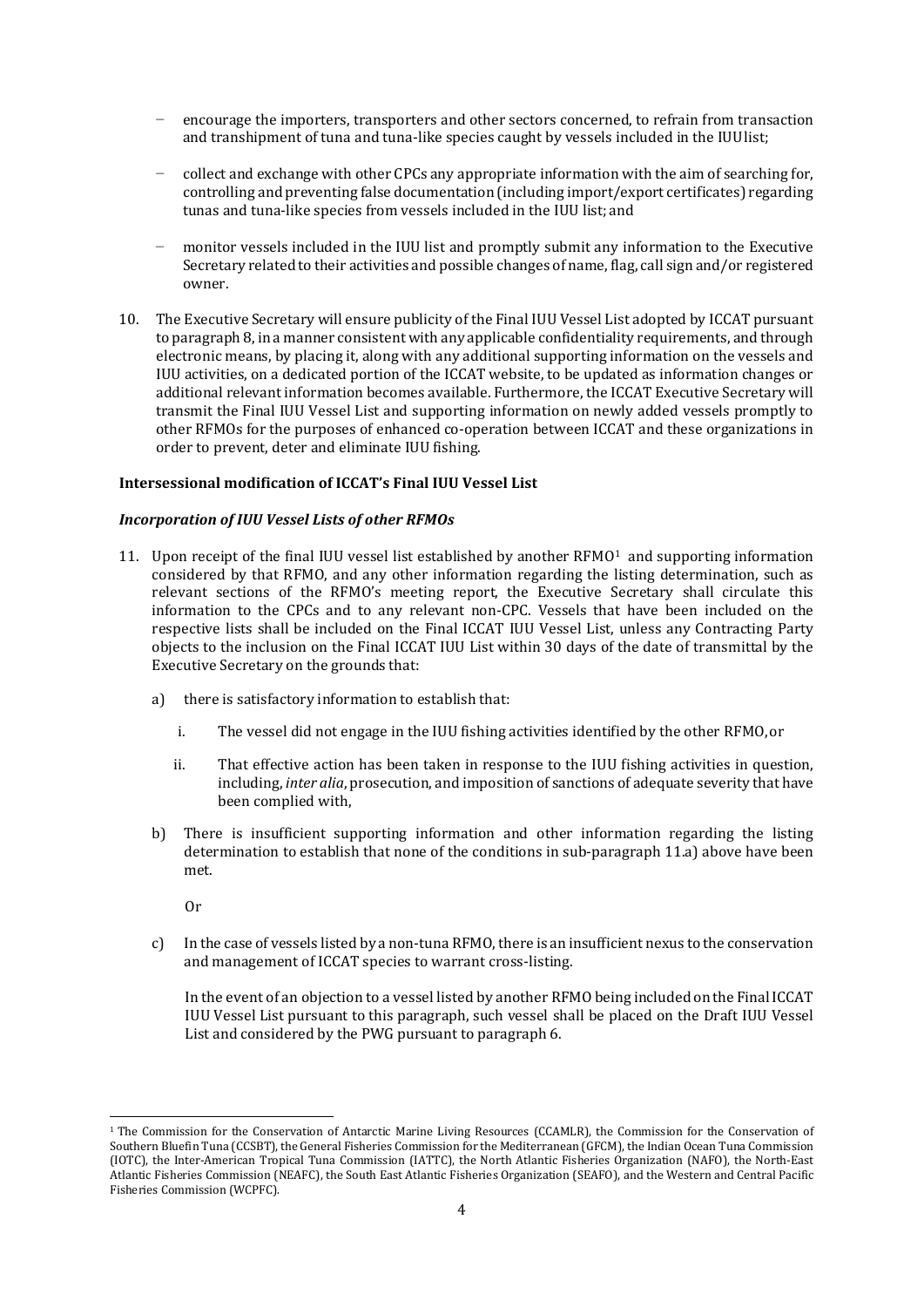- encourage the importers, transporters and other sectors concerned, to refrain from transaction and transhipment of tuna and tuna-like species caught by vessels included in the IUU list;

- collect and exchange with other CPCs any appropriate information with the aim of searching for, controlling and preventing false documentation (including import/export certificates) regarding tunas and tuna-like species from vessels included in the IUU list; and

- monitor vessels included in the IUU list and promptly submit any information to the Executive Secretary related to their activities and possible changes of name, flag, call sign and/or registered owner.

10. The Executive Secretary will ensure publicity of the Final IUU Vessel List adopted by ICCAT pursuant to paragraph 8, in a manner consistent with any applicable confidentiality requirements, and through electronic means, by placing it, along with any additional supporting information on the vessels and IUU activities, on a dedicated portion of the ICCAT website, to be updated as information changes or additional relevant information becomes available. Furthermore, the ICCAT Executive Secretary will transmit the Final IUU Vessel List and supporting information on newly added vessels promptly to other RFMOs for the purposes of enhanced co-operation between ICCAT and these organizations in order to prevent, deter and eliminate IUU fishing.

**Intersessional modification of ICCAT's Final IUU Vessel List**

***Incorporation of IUU Vessel Lists of other RFMOs***

11. Upon receipt of the final IUU vessel list established by another RFMO[1] and supporting information considered by that RFMO, and any other information regarding the listing determination, such as relevant sections of the RFMO's meeting report, the Executive Secretary shall circulate this information to the CPCs and to any relevant non-CPC. Vessels that have been included on the respective lists shall be included on the Final ICCAT IUU Vessel List, unless any Contracting Party objects to the inclusion on the Final ICCAT IUU List within 30 days of the date of transmittal by the Executive Secretary on the grounds that:

    a) there is satisfactory information to establish that:

        i. The vessel did not engage in the IUU fishing activities identified by the other RFMO, or

        ii. That effective action has been taken in response to the IUU fishing activities in question, including, *inter alia*, prosecution, and imposition of sanctions of adequate severity that have been complied with,

    b) There is insufficient supporting information and other information regarding the listing determination to establish that none of the conditions in sub-paragraph 11.a) above have been met.

        Or

    c) In the case of vessels listed by a non-tuna RFMO, there is an insufficient nexus to the conservation and management of ICCAT species to warrant cross-listing.

    In the event of an objection to a vessel listed by another RFMO being included on the Final ICCAT IUU Vessel List pursuant to this paragraph, such vessel shall be placed on the Draft IUU Vessel List and considered by the PWG pursuant to paragraph 6.

---

[1] The Commission for the Conservation of Antarctic Marine Living Resources (CCAMLR), the Commission for the Conservation of Southern Bluefin Tuna (CCSBT), the General Fisheries Commission for the Mediterranean (GFCM), the Indian Ocean Tuna Commission (IOTC), the Inter-American Tropical Tuna Commission (IATTC), the North Atlantic Fisheries Organization (NAFO), the North-East Atlantic Fisheries Commission (NEAFC), the South East Atlantic Fisheries Organization (SEAFO), and the Western and Central Pacific Fisheries Commission (WCPFC).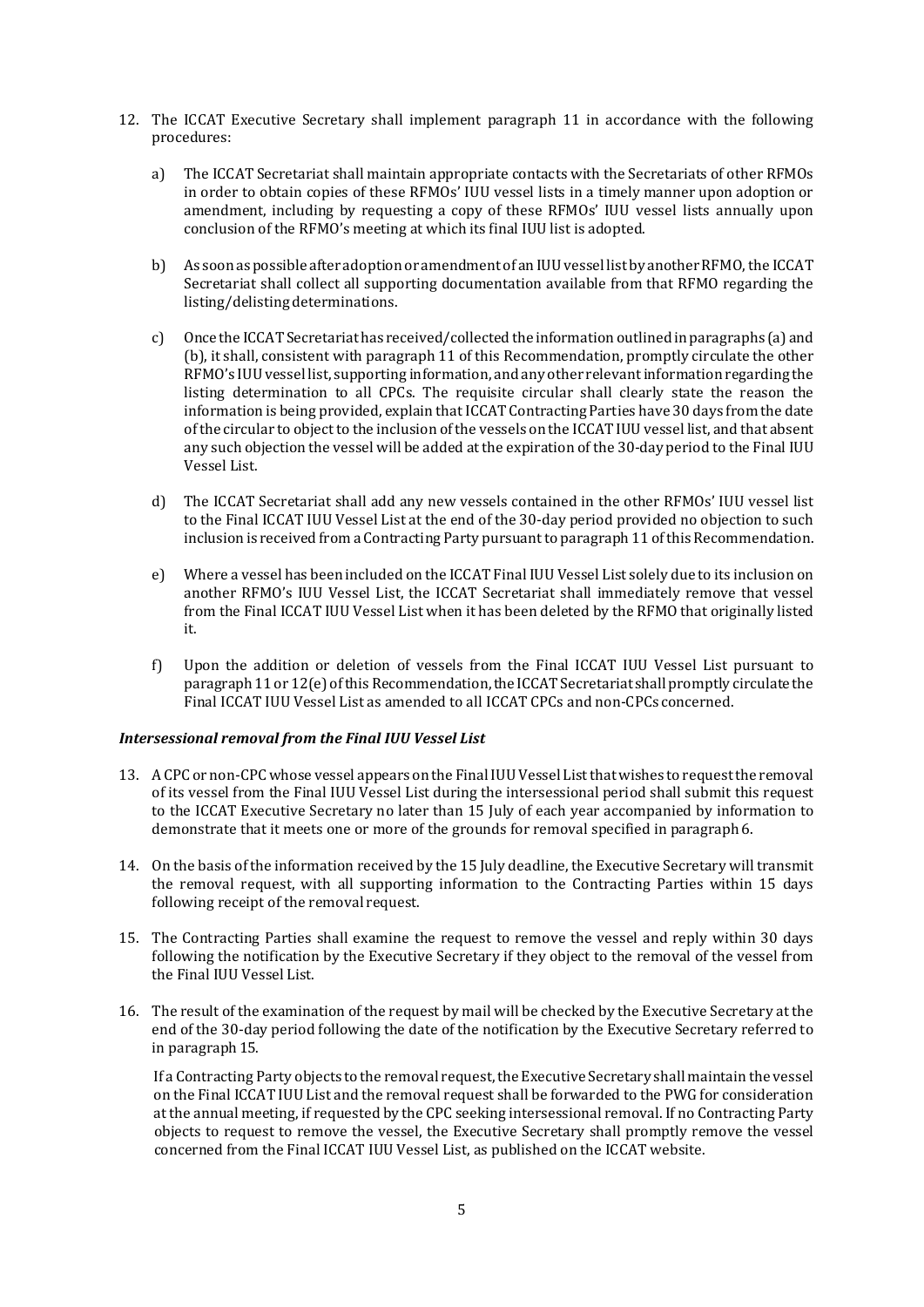12. The ICCAT Executive Secretary shall implement paragraph 11 in accordance with the following procedures:

    a) The ICCAT Secretariat shall maintain appropriate contacts with the Secretariats of other RFMOs in order to obtain copies of these RFMOs' IUU vessel lists in a timely manner upon adoption or amendment, including by requesting a copy of these RFMOs' IUU vessel lists annually upon conclusion of the RFMO's meeting at which its final IUU list is adopted.

    b) As soon as possible after adoption or amendment of an IUU vessel list by another RFMO, the ICCAT Secretariat shall collect all supporting documentation available from that RFMO regarding the listing/delisting determinations.

    c) Once the ICCAT Secretariat has received/collected the information outlined in paragraphs (a) and (b), it shall, consistent with paragraph 11 of this Recommendation, promptly circulate the other RFMO's IUU vessel list, supporting information, and any other relevant information regarding the listing determination to all CPCs. The requisite circular shall clearly state the reason the information is being provided, explain that ICCAT Contracting Parties have 30 days from the date of the circular to object to the inclusion of the vessels on the ICCAT IUU vessel list, and that absent any such objection the vessel will be added at the expiration of the 30-day period to the Final IUU Vessel List.

    d) The ICCAT Secretariat shall add any new vessels contained in the other RFMOs' IUU vessel list to the Final ICCAT IUU Vessel List at the end of the 30-day period provided no objection to such inclusion is received from a Contracting Party pursuant to paragraph 11 of this Recommendation.

    e) Where a vessel has been included on the ICCAT Final IUU Vessel List solely due to its inclusion on another RFMO's IUU Vessel List, the ICCAT Secretariat shall immediately remove that vessel from the Final ICCAT IUU Vessel List when it has been deleted by the RFMO that originally listed it.

    f) Upon the addition or deletion of vessels from the Final ICCAT IUU Vessel List pursuant to paragraph 11 or 12(e) of this Recommendation, the ICCAT Secretariat shall promptly circulate the Final ICCAT IUU Vessel List as amended to all ICCAT CPCs and non-CPCs concerned.

***Intersessional removal from the Final IUU Vessel List***

13. A CPC or non-CPC whose vessel appears on the Final IUU Vessel List that wishes to request the removal of its vessel from the Final IUU Vessel List during the intersessional period shall submit this request to the ICCAT Executive Secretary no later than 15 July of each year accompanied by information to demonstrate that it meets one or more of the grounds for removal specified in paragraph 6.

14. On the basis of the information received by the 15 July deadline, the Executive Secretary will transmit the removal request, with all supporting information to the Contracting Parties within 15 days following receipt of the removal request.

15. The Contracting Parties shall examine the request to remove the vessel and reply within 30 days following the notification by the Executive Secretary if they object to the removal of the vessel from the Final IUU Vessel List.

16. The result of the examination of the request by mail will be checked by the Executive Secretary at the end of the 30-day period following the date of the notification by the Executive Secretary referred to in paragraph 15.

    If a Contracting Party objects to the removal request, the Executive Secretary shall maintain the vessel on the Final ICCAT IUU List and the removal request shall be forwarded to the PWG for consideration at the annual meeting, if requested by the CPC seeking intersessional removal. If no Contracting Party objects to request to remove the vessel, the Executive Secretary shall promptly remove the vessel concerned from the Final ICCAT IUU Vessel List, as published on the ICCAT website.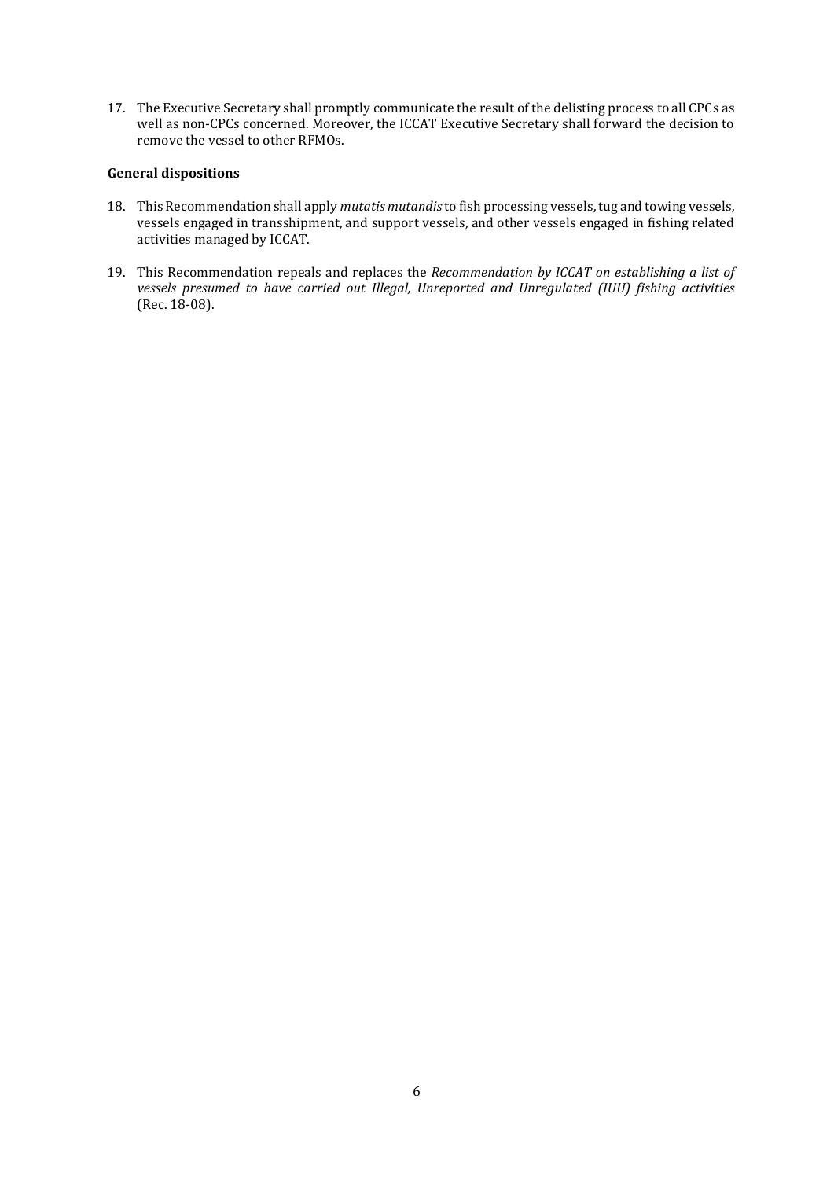17. The Executive Secretary shall promptly communicate the result of the delisting process to all CPCs as well as non-CPCs concerned. Moreover, the ICCAT Executive Secretary shall forward the decision to remove the vessel to other RFMOs.

**General dispositions**

18. This Recommendation shall apply *mutatis mutandis* to fish processing vessels, tug and towing vessels, vessels engaged in transshipment, and support vessels, and other vessels engaged in fishing related activities managed by ICCAT.

19. This Recommendation repeals and replaces the *Recommendation by ICCAT on establishing a list of vessels presumed to have carried out Illegal, Unreported and Unregulated (IUU) fishing activities* (Rec. 18-08).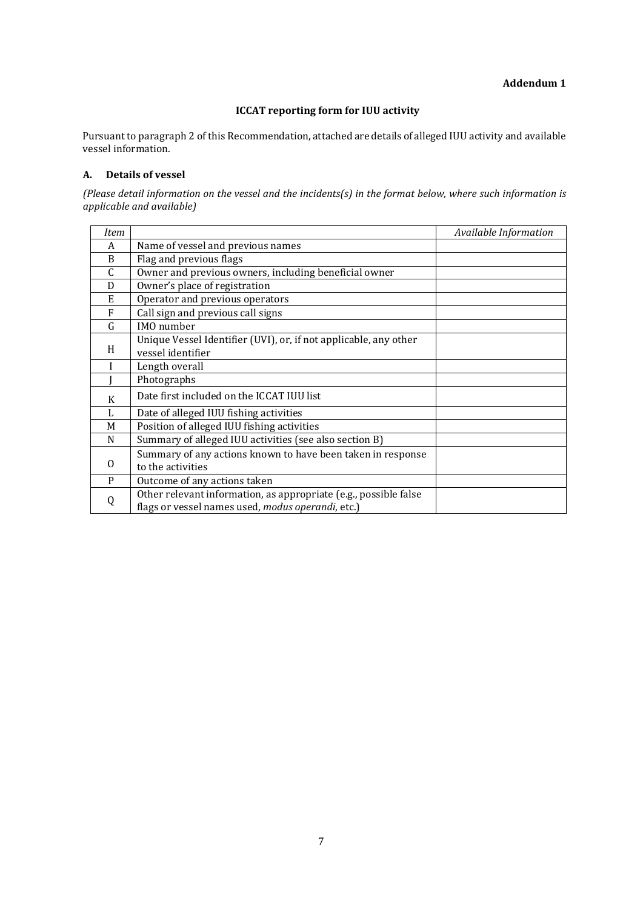**Addendum 1**

## ICCAT reporting form for IUU activity

Pursuant to paragraph 2 of this Recommendation, attached are details of alleged IUU activity and available vessel information.

### A. Details of vessel

*(Please detail information on the vessel and the incidents(s) in the format below, where such information is applicable and available)*

| *Item* | | *Available Information* |
|---|---|---|
| A | Name of vessel and previous names | |
| B | Flag and previous flags | |
| C | Owner and previous owners, including beneficial owner | |
| D | Owner's place of registration | |
| E | Operator and previous operators | |
| F | Call sign and previous call signs | |
| G | IMO number | |
| H | Unique Vessel Identifier (UVI), or, if not applicable, any other vessel identifier | |
| I | Length overall | |
| J | Photographs | |
| K | Date first included on the ICCAT IUU list | |
| L | Date of alleged IUU fishing activities | |
| M | Position of alleged IUU fishing activities | |
| N | Summary of alleged IUU activities (see also section B) | |
| O | Summary of any actions known to have been taken in response to the activities | |
| P | Outcome of any actions taken | |
| Q | Other relevant information, as appropriate (e.g., possible false flags or vessel names used, *modus operandi*, etc.) | |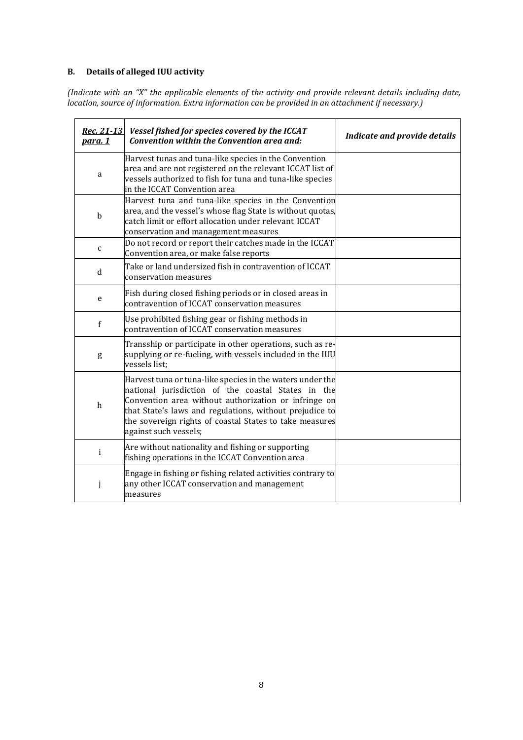### B. Details of alleged IUU activity

*(Indicate with an "X" the applicable elements of the activity and provide relevant details including date, location, source of information. Extra information can be provided in an attachment if necessary.)*

| ***Rec. 21-13 para. 1*** | ***Vessel fished for species covered by the ICCAT Convention within the Convention area and:*** | ***Indicate and provide details*** |
|---|---|---|
| a | Harvest tunas and tuna-like species in the Convention area and are not registered on the relevant ICCAT list of vessels authorized to fish for tuna and tuna-like species in the ICCAT Convention area | |
| b | Harvest tuna and tuna-like species in the Convention area, and the vessel's whose flag State is without quotas, catch limit or effort allocation under relevant ICCAT conservation and management measures | |
| c | Do not record or report their catches made in the ICCAT Convention area, or make false reports | |
| d | Take or land undersized fish in contravention of ICCAT conservation measures | |
| e | Fish during closed fishing periods or in closed areas in contravention of ICCAT conservation measures | |
| f | Use prohibited fishing gear or fishing methods in contravention of ICCAT conservation measures | |
| g | Transship or participate in other operations, such as re-supplying or re-fueling, with vessels included in the IUU vessels list; | |
| h | Harvest tuna or tuna-like species in the waters under the national jurisdiction of the coastal States in the Convention area without authorization or infringe on that State's laws and regulations, without prejudice to the sovereign rights of coastal States to take measures against such vessels; | |
| i | Are without nationality and fishing or supporting fishing operations in the ICCAT Convention area | |
| j | Engage in fishing or fishing related activities contrary to any other ICCAT conservation and management measures | |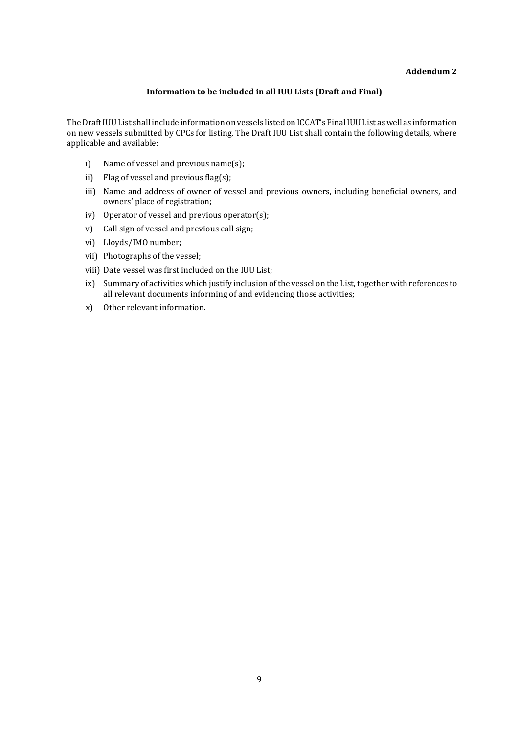**Addendum 2**

**Information to be included in all IUU Lists (Draft and Final)**

The Draft IUU List shall include information on vessels listed on ICCAT's Final IUU List as well as information on new vessels submitted by CPCs for listing. The Draft IUU List shall contain the following details, where applicable and available:

i) Name of vessel and previous name(s);

ii) Flag of vessel and previous flag(s);

iii) Name and address of owner of vessel and previous owners, including beneficial owners, and owners' place of registration;

iv) Operator of vessel and previous operator(s);

v) Call sign of vessel and previous call sign;

vi) Lloyds/IMO number;

vii) Photographs of the vessel;

viii) Date vessel was first included on the IUU List;

ix) Summary of activities which justify inclusion of the vessel on the List, together with references to all relevant documents informing of and evidencing those activities;

x) Other relevant information.